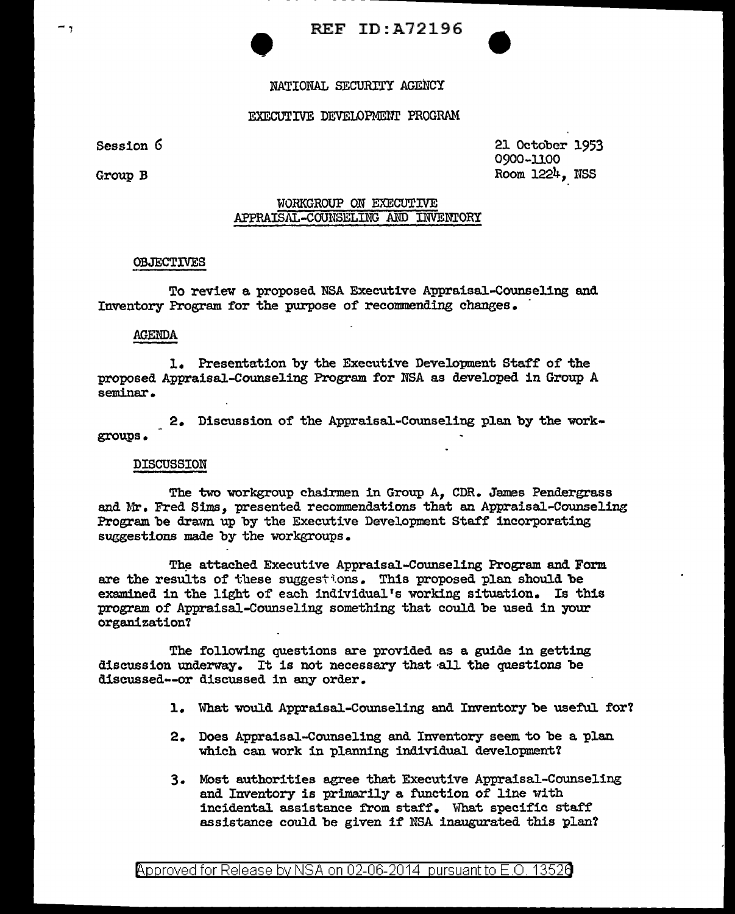REF ID:A72196

NATIONAL SECURITY AGENCY

EXECUTIVE DEVELOPMENT PROGRAM

Session 6

Group B

21 October 1953
0900-1100
Room 1224, NSS

## WORKGROUP ON EXECUTIVE APPRAISAL-COUNSELING AND INVENTORY

### OBJECTIVES

To review a proposed NSA Executive Appraisal-Counseling and Inventory Program for the purpose of recommending changes.

### AGENDA

1. Presentation by the Executive Development Staff of the proposed Appraisal-Counseling Program for NSA as developed in Group A seminar.

2. Discussion of the Appraisal-Counseling plan by the workgroups.

### DISCUSSION

The two workgroup chairmen in Group A, CDR. James Pendergrass and Mr. Fred Sims, presented recommendations that an Appraisal-Counseling Program be drawn up by the Executive Development Staff incorporating suggestions made by the workgroups.

The attached Executive Appraisal-Counseling Program and Form are the results of these suggestions. This proposed plan should be examined in the light of each individual's working situation. Is this program of Appraisal-Counseling something that could be used in your organization?

The following questions are provided as a guide in getting discussion underway. It is not necessary that all the questions be discussed--or discussed in any order.

1. What would Appraisal-Counseling and Inventory be useful for?

2. Does Appraisal-Counseling and Inventory seem to be a plan which can work in planning individual development?

3. Most authorities agree that Executive Appraisal-Counseling and Inventory is primarily a function of line with incidental assistance from staff. What specific staff assistance could be given if NSA inaugurated this plan?

Approved for Release by NSA on 02-06-2014 pursuant to E.O. 13526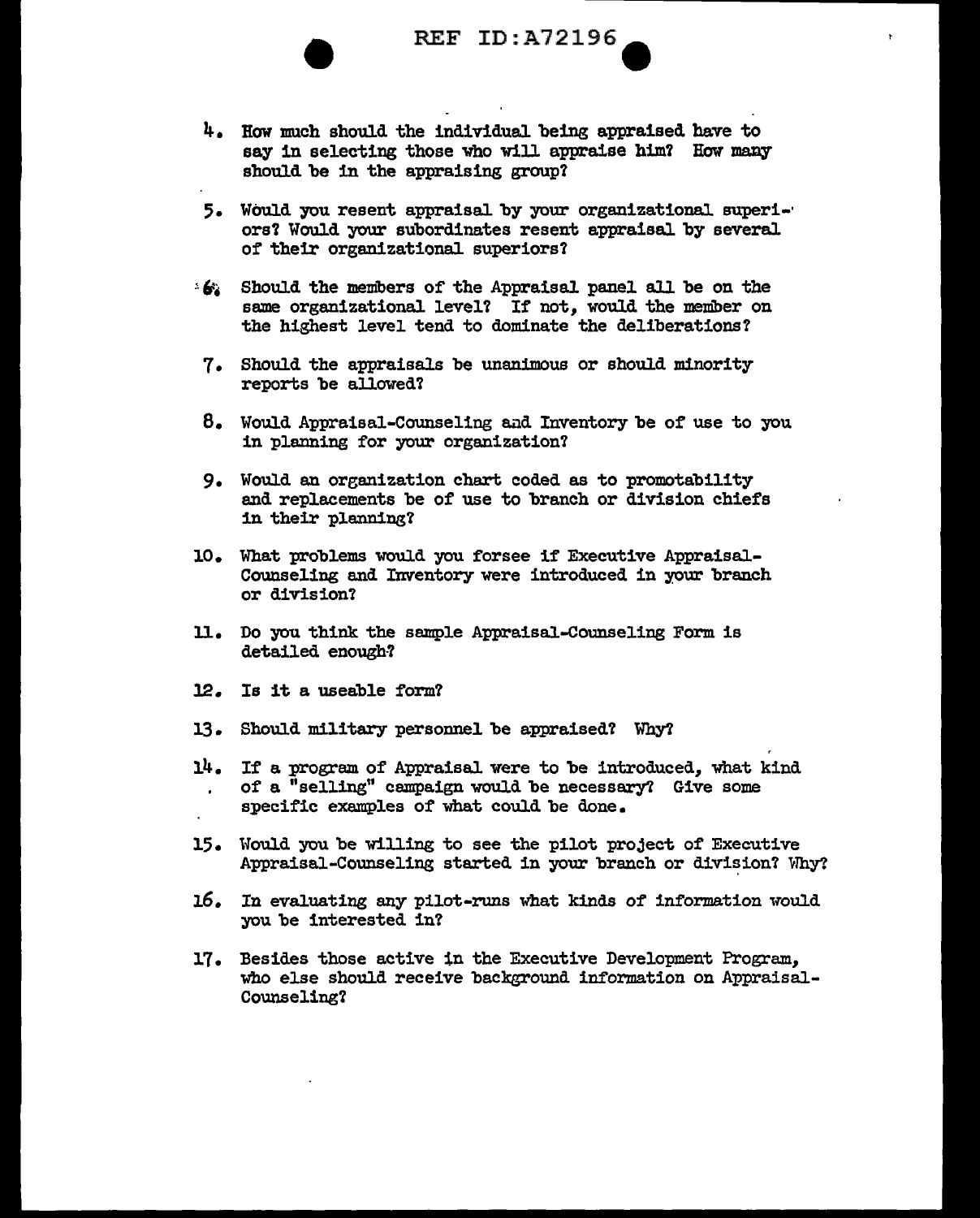4. How much should the individual being appraised have to say in selecting those who will appraise him? How many should be in the appraising group?

5. Would you resent appraisal by your organizational superiors? Would your subordinates resent appraisal by several of their organizational superiors?

6. Should the members of the Appraisal panel all be on the same organizational level? If not, would the member on the highest level tend to dominate the deliberations?

7. Should the appraisals be unanimous or should minority reports be allowed?

8. Would Appraisal-Counseling and Inventory be of use to you in planning for your organization?

9. Would an organization chart coded as to promotability and replacements be of use to branch or division chiefs in their planning?

10. What problems would you forsee if Executive Appraisal-Counseling and Inventory were introduced in your branch or division?

11. Do you think the sample Appraisal-Counseling Form is detailed enough?

12. Is it a useable form?

13. Should military personnel be appraised? Why?

14. If a program of Appraisal were to be introduced, what kind of a "selling" campaign would be necessary? Give some specific examples of what could be done.

15. Would you be willing to see the pilot project of Executive Appraisal-Counseling started in your branch or division? Why?

16. In evaluating any pilot-runs what kinds of information would you be interested in?

17. Besides those active in the Executive Development Program, who else should receive background information on Appraisal-Counseling?